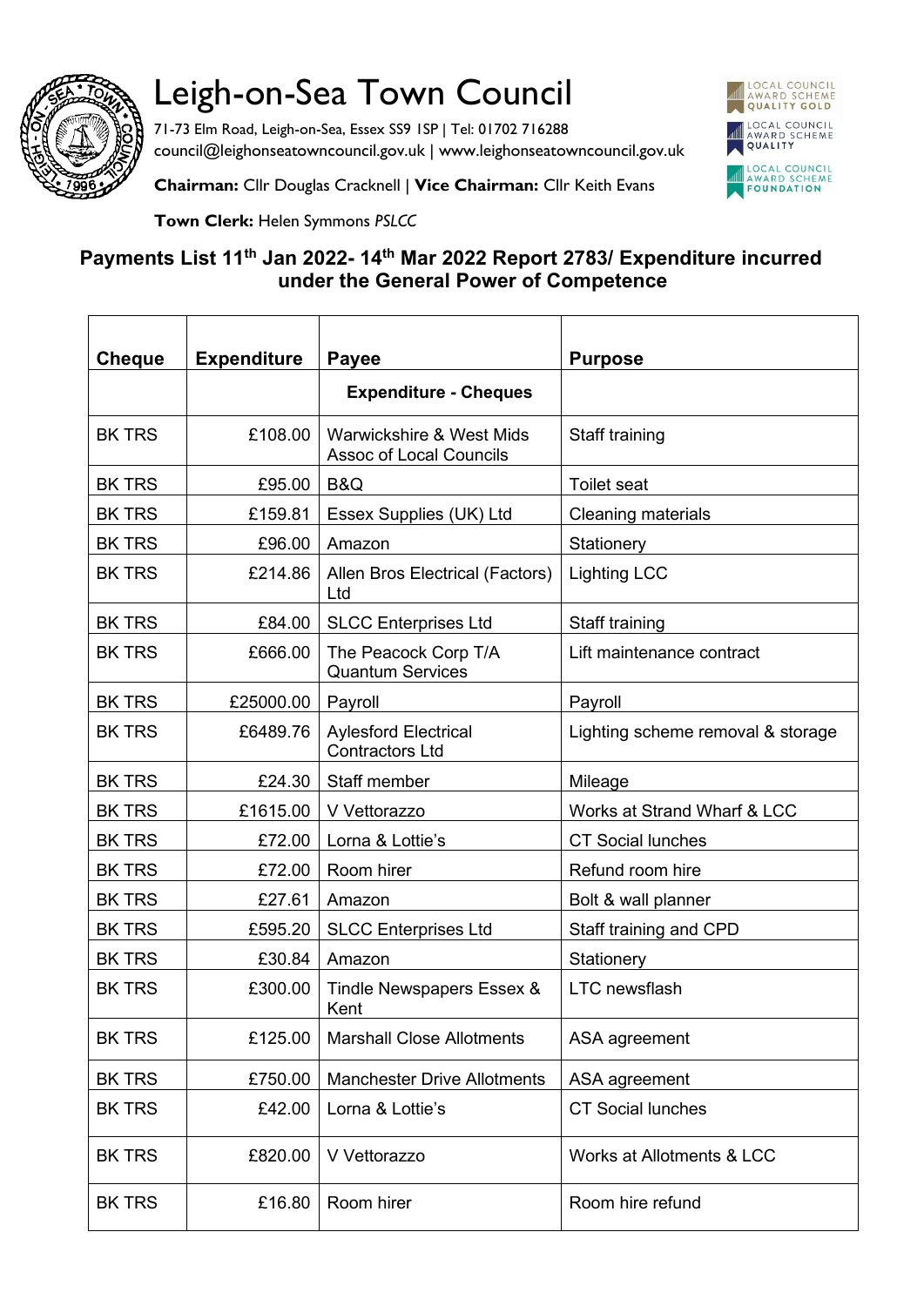# Leigh-on-Sea Town Council

71-73 Elm Road, Leigh-on-Sea, Essex SS9 1SP | Tel: 01702 716288
council@leighonseatowncouncil.gov.uk | www.leighonseatowncouncil.gov.uk

**Chairman:** Cllr Douglas Cracknell | **Vice Chairman:** Cllr Keith Evans

**Town Clerk:** Helen Symmons *PSLCC*

LOCAL COUNCIL AWARD SCHEME QUALITY GOLD
LOCAL COUNCIL AWARD SCHEME QUALITY
LOCAL COUNCIL AWARD SCHEME FOUNDATION

## Payments List 11th Jan 2022- 14th Mar 2022 Report 2783/ Expenditure incurred under the General Power of Competence

| Cheque | Expenditure | Payee | Purpose |
|---|---|---|---|
| | | **Expenditure - Cheques** | |
| BK TRS | £108.00 | Warwickshire & West Mids Assoc of Local Councils | Staff training |
| BK TRS | £95.00 | B&Q | Toilet seat |
| BK TRS | £159.81 | Essex Supplies (UK) Ltd | Cleaning materials |
| BK TRS | £96.00 | Amazon | Stationery |
| BK TRS | £214.86 | Allen Bros Electrical (Factors) Ltd | Lighting LCC |
| BK TRS | £84.00 | SLCC Enterprises Ltd | Staff training |
| BK TRS | £666.00 | The Peacock Corp T/A Quantum Services | Lift maintenance contract |
| BK TRS | £25000.00 | Payroll | Payroll |
| BK TRS | £6489.76 | Aylesford Electrical Contractors Ltd | Lighting scheme removal & storage |
| BK TRS | £24.30 | Staff member | Mileage |
| BK TRS | £1615.00 | V Vettorazzo | Works at Strand Wharf & LCC |
| BK TRS | £72.00 | Lorna & Lottie's | CT Social lunches |
| BK TRS | £72.00 | Room hirer | Refund room hire |
| BK TRS | £27.61 | Amazon | Bolt & wall planner |
| BK TRS | £595.20 | SLCC Enterprises Ltd | Staff training and CPD |
| BK TRS | £30.84 | Amazon | Stationery |
| BK TRS | £300.00 | Tindle Newspapers Essex & Kent | LTC newsflash |
| BK TRS | £125.00 | Marshall Close Allotments | ASA agreement |
| BK TRS | £750.00 | Manchester Drive Allotments | ASA agreement |
| BK TRS | £42.00 | Lorna & Lottie's | CT Social lunches |
| BK TRS | £820.00 | V Vettorazzo | Works at Allotments & LCC |
| BK TRS | £16.80 | Room hirer | Room hire refund |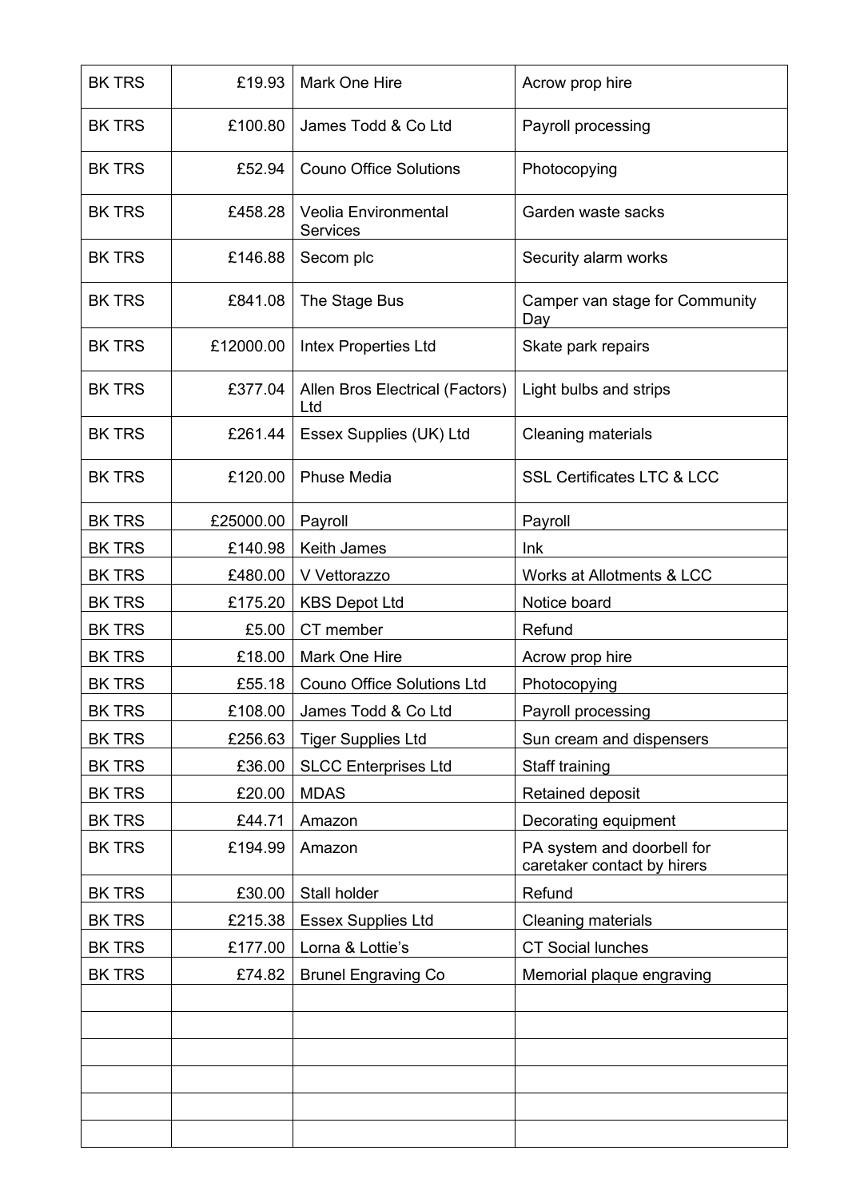| BK TRS | £19.93 | Mark One Hire | Acrow prop hire |
|---|---|---|---|
| BK TRS | £100.80 | James Todd & Co Ltd | Payroll processing |
| BK TRS | £52.94 | Couno Office Solutions | Photocopying |
| BK TRS | £458.28 | Veolia Environmental Services | Garden waste sacks |
| BK TRS | £146.88 | Secom plc | Security alarm works |
| BK TRS | £841.08 | The Stage Bus | Camper van stage for Community Day |
| BK TRS | £12000.00 | Intex Properties Ltd | Skate park repairs |
| BK TRS | £377.04 | Allen Bros Electrical (Factors) Ltd | Light bulbs and strips |
| BK TRS | £261.44 | Essex Supplies (UK) Ltd | Cleaning materials |
| BK TRS | £120.00 | Phuse Media | SSL Certificates LTC & LCC |
| BK TRS | £25000.00 | Payroll | Payroll |
| BK TRS | £140.98 | Keith James | Ink |
| BK TRS | £480.00 | V Vettorazzo | Works at Allotments & LCC |
| BK TRS | £175.20 | KBS Depot Ltd | Notice board |
| BK TRS | £5.00 | CT member | Refund |
| BK TRS | £18.00 | Mark One Hire | Acrow prop hire |
| BK TRS | £55.18 | Couno Office Solutions Ltd | Photocopying |
| BK TRS | £108.00 | James Todd & Co Ltd | Payroll processing |
| BK TRS | £256.63 | Tiger Supplies Ltd | Sun cream and dispensers |
| BK TRS | £36.00 | SLCC Enterprises Ltd | Staff training |
| BK TRS | £20.00 | MDAS | Retained deposit |
| BK TRS | £44.71 | Amazon | Decorating equipment |
| BK TRS | £194.99 | Amazon | PA system and doorbell for caretaker contact by hirers |
| BK TRS | £30.00 | Stall holder | Refund |
| BK TRS | £215.38 | Essex Supplies Ltd | Cleaning materials |
| BK TRS | £177.00 | Lorna & Lottie's | CT Social lunches |
| BK TRS | £74.82 | Brunel Engraving Co | Memorial plaque engraving |
| | | | |
| | | | |
| | | | |
| | | | |
| | | | |
| | | | |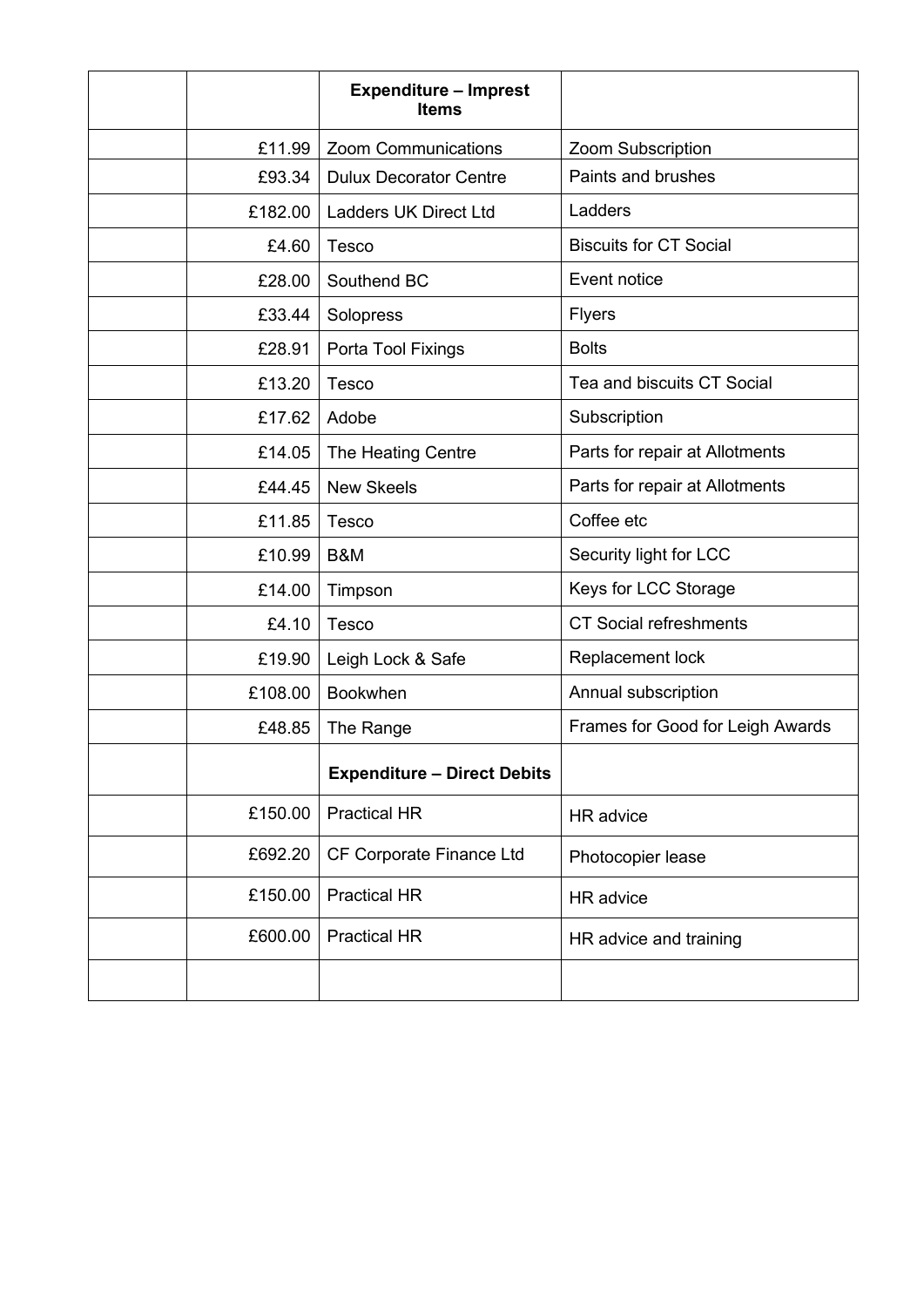| | | | |
|---|---|---|---|
| | | **Expenditure – Imprest Items** | |
| | £11.99 | Zoom Communications | Zoom Subscription |
| | £93.34 | Dulux Decorator Centre | Paints and brushes |
| | £182.00 | Ladders UK Direct Ltd | Ladders |
| | £4.60 | Tesco | Biscuits for CT Social |
| | £28.00 | Southend BC | Event notice |
| | £33.44 | Solopress | Flyers |
| | £28.91 | Porta Tool Fixings | Bolts |
| | £13.20 | Tesco | Tea and biscuits CT Social |
| | £17.62 | Adobe | Subscription |
| | £14.05 | The Heating Centre | Parts for repair at Allotments |
| | £44.45 | New Skeels | Parts for repair at Allotments |
| | £11.85 | Tesco | Coffee etc |
| | £10.99 | B&M | Security light for LCC |
| | £14.00 | Timpson | Keys for LCC Storage |
| | £4.10 | Tesco | CT Social refreshments |
| | £19.90 | Leigh Lock & Safe | Replacement lock |
| | £108.00 | Bookwhen | Annual subscription |
| | £48.85 | The Range | Frames for Good for Leigh Awards |
| | | **Expenditure – Direct Debits** | |
| | £150.00 | Practical HR | HR advice |
| | £692.20 | CF Corporate Finance Ltd | Photocopier lease |
| | £150.00 | Practical HR | HR advice |
| | £600.00 | Practical HR | HR advice and training |
| | | | |